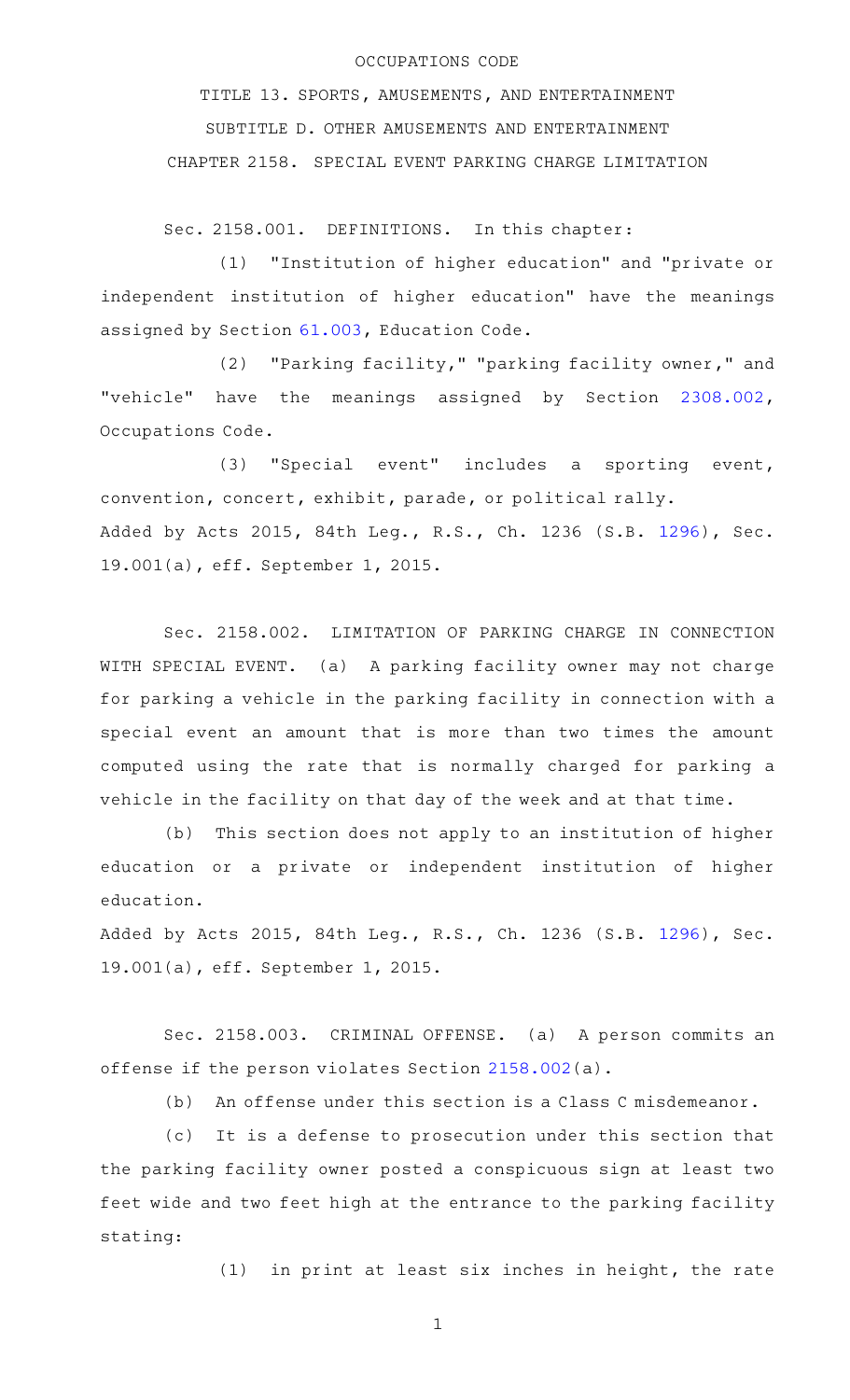OCCUPATIONS CODE

TITLE 13. SPORTS, AMUSEMENTS, AND ENTERTAINMENT

SUBTITLE D. OTHER AMUSEMENTS AND ENTERTAINMENT

CHAPTER 2158. SPECIAL EVENT PARKING CHARGE LIMITATION

Sec. 2158.001. DEFINITIONS. In this chapter:

(1) "Institution of higher education" and "private or independent institution of higher education" have the meanings assigned by Section 61.003, Education Code.

(2) "Parking facility," "parking facility owner," and "vehicle" have the meanings assigned by Section 2308.002, Occupations Code.

(3) "Special event" includes a sporting event, convention, concert, exhibit, parade, or political rally.

Added by Acts 2015, 84th Leg., R.S., Ch. 1236 (S.B. 1296), Sec. 19.001(a), eff. September 1, 2015.

Sec. 2158.002. LIMITATION OF PARKING CHARGE IN CONNECTION WITH SPECIAL EVENT. (a) A parking facility owner may not charge for parking a vehicle in the parking facility in connection with a special event an amount that is more than two times the amount computed using the rate that is normally charged for parking a vehicle in the facility on that day of the week and at that time.

(b) This section does not apply to an institution of higher education or a private or independent institution of higher education.

Added by Acts 2015, 84th Leg., R.S., Ch. 1236 (S.B. 1296), Sec. 19.001(a), eff. September 1, 2015.

Sec. 2158.003. CRIMINAL OFFENSE. (a) A person commits an offense if the person violates Section 2158.002(a).

(b) An offense under this section is a Class C misdemeanor.

(c) It is a defense to prosecution under this section that the parking facility owner posted a conspicuous sign at least two feet wide and two feet high at the entrance to the parking facility stating:

(1) in print at least six inches in height, the rate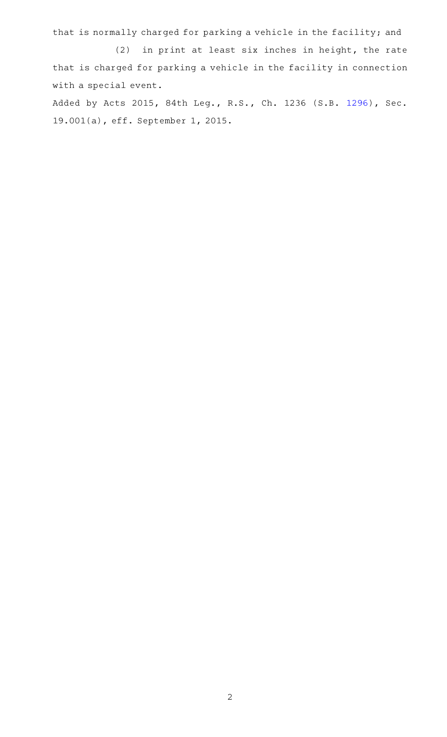that is normally charged for parking a vehicle in the facility; and

(2) in print at least six inches in height, the rate that is charged for parking a vehicle in the facility in connection with a special event.

Added by Acts 2015, 84th Leg., R.S., Ch. 1236 (S.B. 1296), Sec. 19.001(a), eff. September 1, 2015.